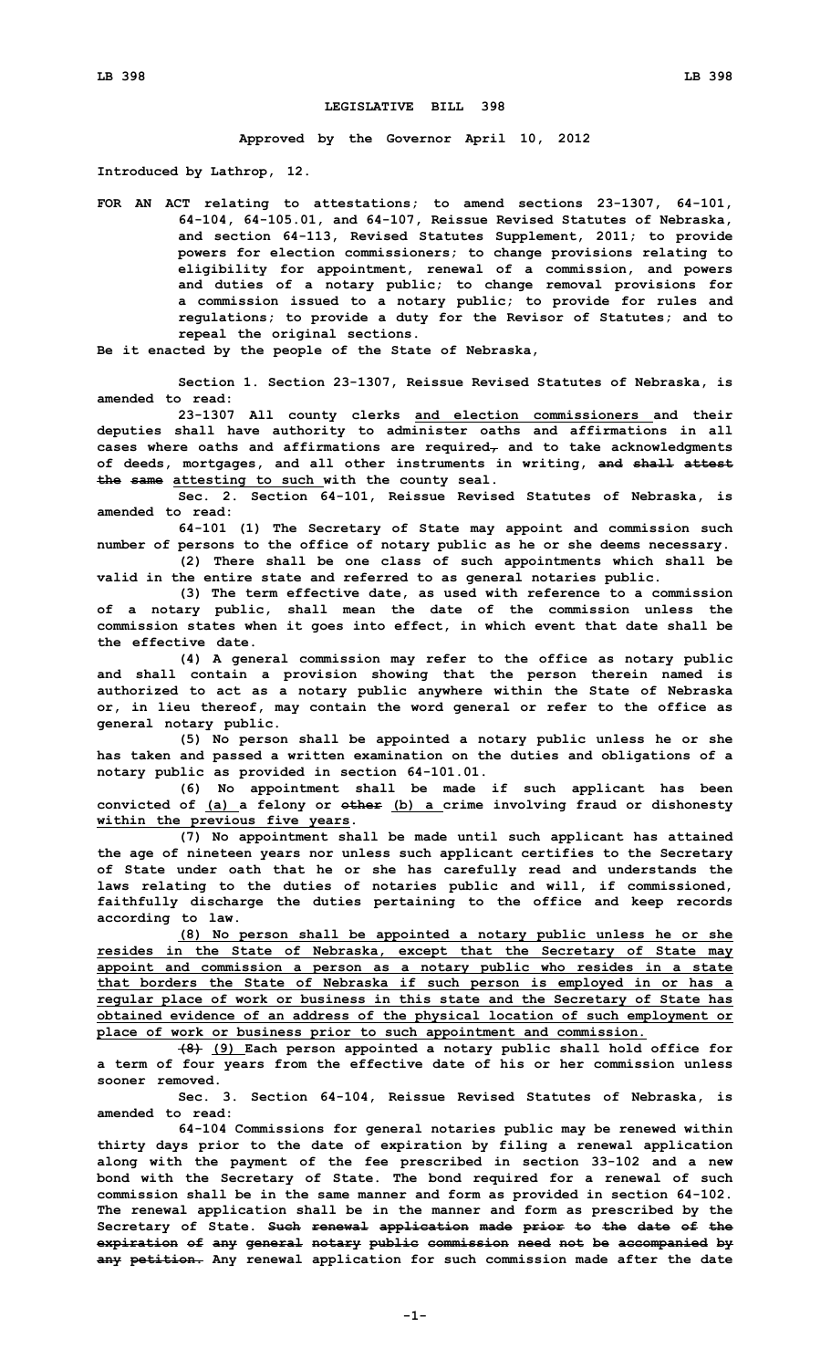# LEGISLATIVE BILL 398

**Approved by the Governor April 10, 2012**

**Introduced by Lathrop, 12.**

**FOR AN ACT relating to attestations; to amend sections 23-1307, 64-101, 64-104, 64-105.01, and 64-107, Reissue Revised Statutes of Nebraska, and section 64-113, Revised Statutes Supplement, 2011; to provide powers for election commissioners; to change provisions relating to eligibility for appointment, renewal of a commission, and powers and duties of a notary public; to change removal provisions for a commission issued to a notary public; to provide for rules and regulations; to provide a duty for the Revisor of Statutes; and to repeal the original sections.**

**Be it enacted by the people of the State of Nebraska,**

**Section 1. Section 23-1307, Reissue Revised Statutes of Nebraska, is amended to read:**

**23-1307 All county clerks <u>and election commissioners</u> and their deputies shall have authority to administer oaths and affirmations in all cases where oaths and affirmations are required~~,~~ and to take acknowledgments of deeds, mortgages, and all other instruments in writing, ~~and shall attest the same~~ <u>attesting to such</u> with the county seal.**

**Sec. 2. Section 64-101, Reissue Revised Statutes of Nebraska, is amended to read:**

**64-101 (1) The Secretary of State may appoint and commission such number of persons to the office of notary public as he or she deems necessary.**

**(2) There shall be one class of such appointments which shall be valid in the entire state and referred to as general notaries public.**

**(3) The term effective date, as used with reference to a commission of a notary public, shall mean the date of the commission unless the commission states when it goes into effect, in which event that date shall be the effective date.**

**(4) A general commission may refer to the office as notary public and shall contain a provision showing that the person therein named is authorized to act as a notary public anywhere within the State of Nebraska or, in lieu thereof, may contain the word general or refer to the office as general notary public.**

**(5) No person shall be appointed a notary public unless he or she has taken and passed a written examination on the duties and obligations of a notary public as provided in section 64-101.01.**

**(6) No appointment shall be made if such applicant has been convicted of <u>(a) a</u> felony or ~~other~~ <u>(b) a</u> crime involving fraud or dishonesty <u>within the previous five years</u>.**

**(7) No appointment shall be made until such applicant has attained the age of nineteen years nor unless such applicant certifies to the Secretary of State under oath that he or she has carefully read and understands the laws relating to the duties of notaries public and will, if commissioned, faithfully discharge the duties pertaining to the office and keep records according to law.**

**<u>(8) No person shall be appointed a notary public unless he or she resides in the State of Nebraska, except that the Secretary of State may appoint and commission a person as a notary public who resides in a state that borders the State of Nebraska if such person is employed in or has a regular place of work or business in this state and the Secretary of State has obtained evidence of an address of the physical location of such employment or place of work or business prior to such appointment and commission.</u>**

**~~(8)~~ <u>(9)</u> Each person appointed a notary public shall hold office for a term of four years from the effective date of his or her commission unless sooner removed.**

**Sec. 3. Section 64-104, Reissue Revised Statutes of Nebraska, is amended to read:**

**64-104 Commissions for general notaries public may be renewed within thirty days prior to the date of expiration by filing a renewal application along with the payment of the fee prescribed in section 33-102 and a new bond with the Secretary of State. The bond required for a renewal of such commission shall be in the same manner and form as provided in section 64-102. The renewal application shall be in the manner and form as prescribed by the Secretary of State. ~~Such renewal application made prior to the date of the expiration of any general notary public commission need not be accompanied by any petition.~~ Any renewal application for such commission made after the date**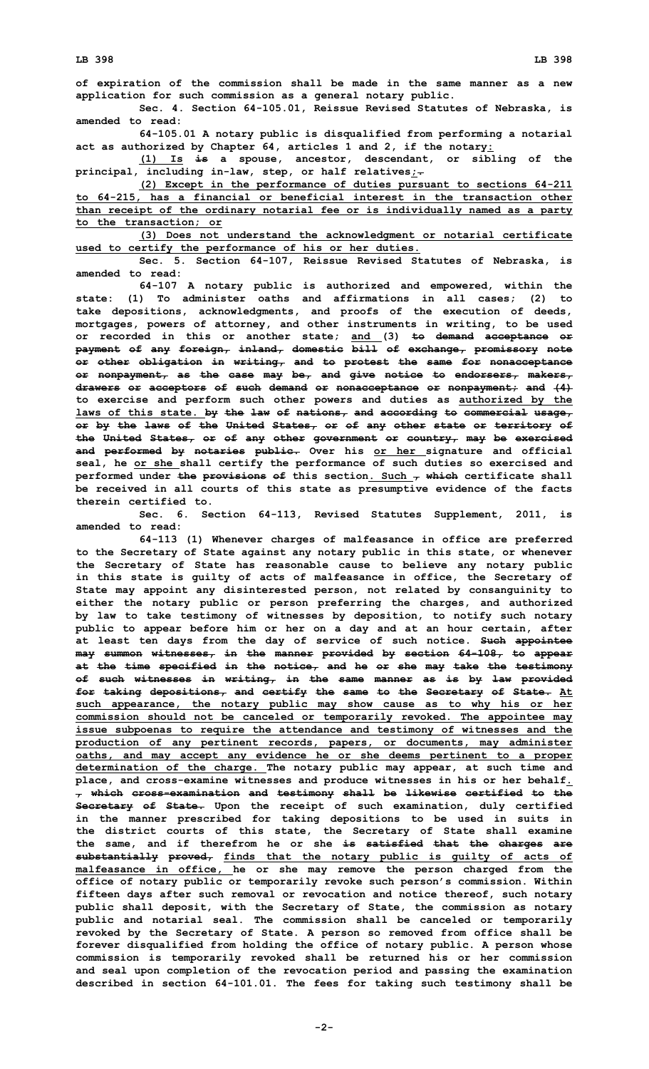of expiration of the commission shall be made in the same manner as a new application for such commission as a general notary public.

Sec. 4. Section 64-105.01, Reissue Revised Statutes of Nebraska, is amended to read:

64-105.01 A notary public is disqualified from performing a notarial act as authorized by Chapter 64, articles 1 and 2, if the notary<u>:</u>

<u>(1) Is</u> ~~is~~ a spouse, ancestor, descendant, or sibling of the principal, including in-law, step, or half relatives<u>;</u>~~.~~

<u>(2) Except in the performance of duties pursuant to sections 64-211 to 64-215, has a financial or beneficial interest in the transaction other than receipt of the ordinary notarial fee or is individually named as a party to the transaction; or</u>

<u>(3) Does not understand the acknowledgment or notarial certificate used to certify the performance of his or her duties.</u>

Sec. 5. Section 64-107, Reissue Revised Statutes of Nebraska, is amended to read:

64-107 A notary public is authorized and empowered, within the state: (1) To administer oaths and affirmations in all cases; (2) to take depositions, acknowledgments, and proofs of the execution of deeds, mortgages, powers of attorney, and other instruments in writing, to be used or recorded in this or another state; <u>and</u> (3) ~~to demand acceptance or payment of any foreign, inland, domestic bill of exchange, promissory note or other obligation in writing, and to protest the same for nonacceptance or nonpayment, as the case may be, and give notice to endorsers, makers, drawers or acceptors of such demand or nonacceptance or nonpayment; and (4)~~ to exercise and perform such other powers and duties as <u>authorized by the laws of this state.</u> ~~by the law of nations, and according to commercial usage, or by the laws of the United States, or of any other state or territory of the United States, or of any other government or country, may be exercised and performed by notaries public.~~ Over his <u>or her</u> signature and official seal, he <u>or she</u> shall certify the performance of such duties so exercised and performed under ~~the provisions of~~ this section<u>. Such</u> ~~, which~~ certificate shall be received in all courts of this state as presumptive evidence of the facts therein certified to.

Sec. 6. Section 64-113, Revised Statutes Supplement, 2011, is amended to read:

64-113 (1) Whenever charges of malfeasance in office are preferred to the Secretary of State against any notary public in this state, or whenever the Secretary of State has reasonable cause to believe any notary public in this state is guilty of acts of malfeasance in office, the Secretary of State may appoint any disinterested person, not related by consanguinity to either the notary public or person preferring the charges, and authorized by law to take testimony of witnesses by deposition, to notify such notary public to appear before him or her on a day and at an hour certain, after at least ten days from the day of service of such notice. ~~Such appointee may summon witnesses, in the manner provided by section 64-108, to appear at the time specified in the notice, and he or she may take the testimony of such witnesses in writing, in the same manner as is by law provided for taking depositions, and certify the same to the Secretary of State.~~ <u>At such appearance, the notary public may show cause as to why his or her commission should not be canceled or temporarily revoked. The appointee may issue subpoenas to require the attendance and testimony of witnesses and the production of any pertinent records, papers, or documents, may administer oaths, and may accept any evidence he or she deems pertinent to a proper determination of the charge.</u> The notary public may appear, at such time and place, and cross-examine witnesses and produce witnesses in his or her behalf<u>.</u> ~~, which cross-examination and testimony shall be likewise certified to the Secretary of State.~~ Upon the receipt of such examination, duly certified in the manner prescribed for taking depositions to be used in suits in the district courts of this state, the Secretary of State shall examine the same, and if therefrom he or she ~~is satisfied that the charges are substantially proved,~~ <u>finds that the notary public is guilty of acts of malfeasance in office,</u> he or she may remove the person charged from the office of notary public or temporarily revoke such person's commission. Within fifteen days after such removal or revocation and notice thereof, such notary public shall deposit, with the Secretary of State, the commission as notary public and notarial seal. The commission shall be canceled or temporarily revoked by the Secretary of State. A person so removed from office shall be forever disqualified from holding the office of notary public. A person whose commission is temporarily revoked shall be returned his or her commission and seal upon completion of the revocation period and passing the examination described in section 64-101.01. The fees for taking such testimony shall be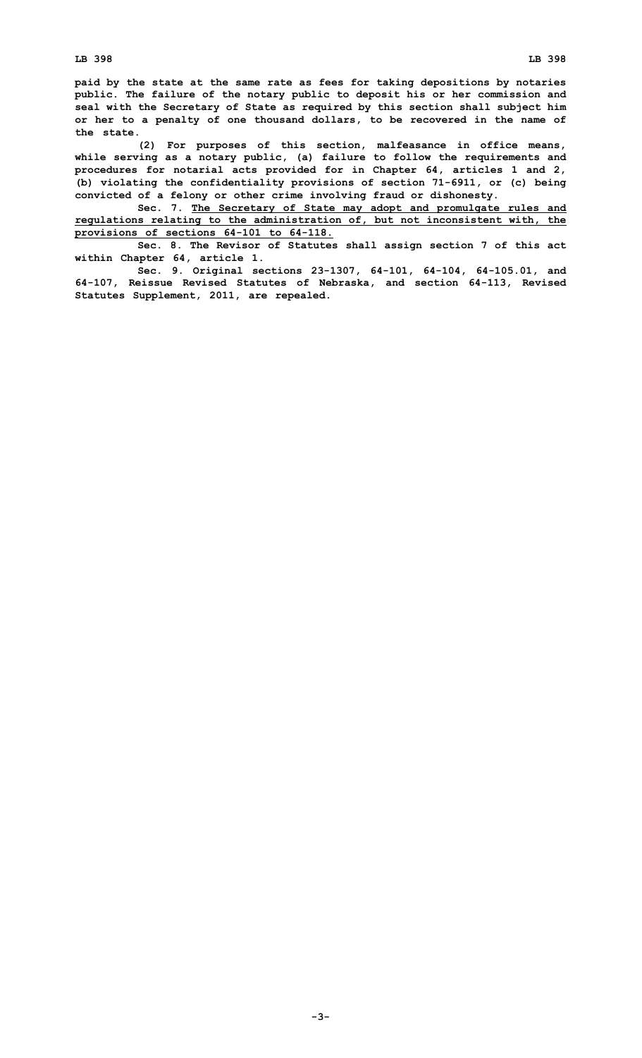paid by the state at the same rate as fees for taking depositions by notaries public. The failure of the notary public to deposit his or her commission and seal with the Secretary of State as required by this section shall subject him or her to a penalty of one thousand dollars, to be recovered in the name of the state.

(2) For purposes of this section, malfeasance in office means, while serving as a notary public, (a) failure to follow the requirements and procedures for notarial acts provided for in Chapter 64, articles 1 and 2, (b) violating the confidentiality provisions of section 71-6911, or (c) being convicted of a felony or other crime involving fraud or dishonesty.

Sec. 7. The Secretary of State may adopt and promulgate rules and regulations relating to the administration of, but not inconsistent with, the provisions of sections 64-101 to 64-118.

Sec. 8. The Revisor of Statutes shall assign section 7 of this act within Chapter 64, article 1.

Sec. 9. Original sections 23-1307, 64-101, 64-104, 64-105.01, and 64-107, Reissue Revised Statutes of Nebraska, and section 64-113, Revised Statutes Supplement, 2011, are repealed.